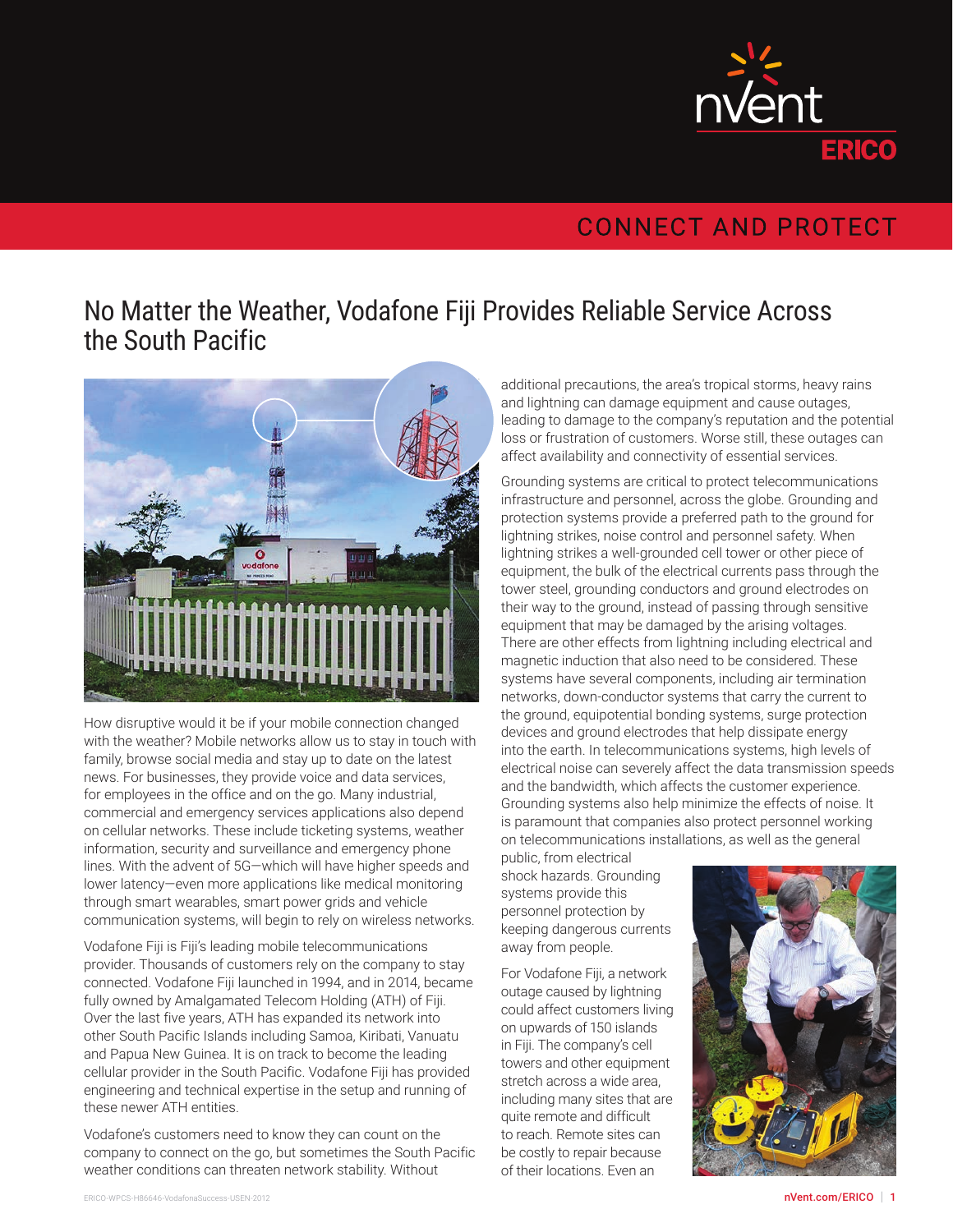# No Matter the Weather, Vodafone Fiji Provides Reliable Service Across the South Pacific

How disruptive would it be if your mobile connection changed with the weather? Mobile networks allow us to stay in touch with family, browse social media and stay up to date on the latest news. For businesses, they provide voice and data services, for employees in the office and on the go. Many industrial, commercial and emergency services applications also depend on cellular networks. These include ticketing systems, weather information, security and surveillance and emergency phone lines. With the advent of 5G—which will have higher speeds and lower latency—even more applications like medical monitoring through smart wearables, smart power grids and vehicle communication systems, will begin to rely on wireless networks.

Vodafone Fiji is Fiji's leading mobile telecommunications provider. Thousands of customers rely on the company to stay connected. Vodafone Fiji launched in 1994, and in 2014, became fully owned by Amalgamated Telecom Holding (ATH) of Fiji. Over the last five years, ATH has expanded its network into other South Pacific Islands including Samoa, Kiribati, Vanuatu and Papua New Guinea. It is on track to become the leading cellular provider in the South Pacific. Vodafone Fiji has provided engineering and technical expertise in the setup and running of these newer ATH entities.

Vodafone's customers need to know they can count on the company to connect on the go, but sometimes the South Pacific weather conditions can threaten network stability. Without additional precautions, the area's tropical storms, heavy rains and lightning can damage equipment and cause outages, leading to damage to the company's reputation and the potential loss or frustration of customers. Worse still, these outages can affect availability and connectivity of essential services.

Grounding systems are critical to protect telecommunications infrastructure and personnel, across the globe. Grounding and protection systems provide a preferred path to the ground for lightning strikes, noise control and personnel safety. When lightning strikes a well-grounded cell tower or other piece of equipment, the bulk of the electrical currents pass through the tower steel, grounding conductors and ground electrodes on their way to the ground, instead of passing through sensitive equipment that may be damaged by the arising voltages. There are other effects from lightning including electrical and magnetic induction that also need to be considered. These systems have several components, including air termination networks, down-conductor systems that carry the current to the ground, equipotential bonding systems, surge protection devices and ground electrodes that help dissipate energy into the earth. In telecommunications systems, high levels of electrical noise can severely affect the data transmission speeds and the bandwidth, which affects the customer experience. Grounding systems also help minimize the effects of noise. It is paramount that companies also protect personnel working on telecommunications installations, as well as the general public, from electrical shock hazards. Grounding systems provide this personnel protection by keeping dangerous currents away from people.

For Vodafone Fiji, a network outage caused by lightning could affect customers living on upwards of 150 islands in Fiji. The company's cell towers and other equipment stretch across a wide area, including many sites that are quite remote and difficult to reach. Remote sites can be costly to repair because of their locations. Even an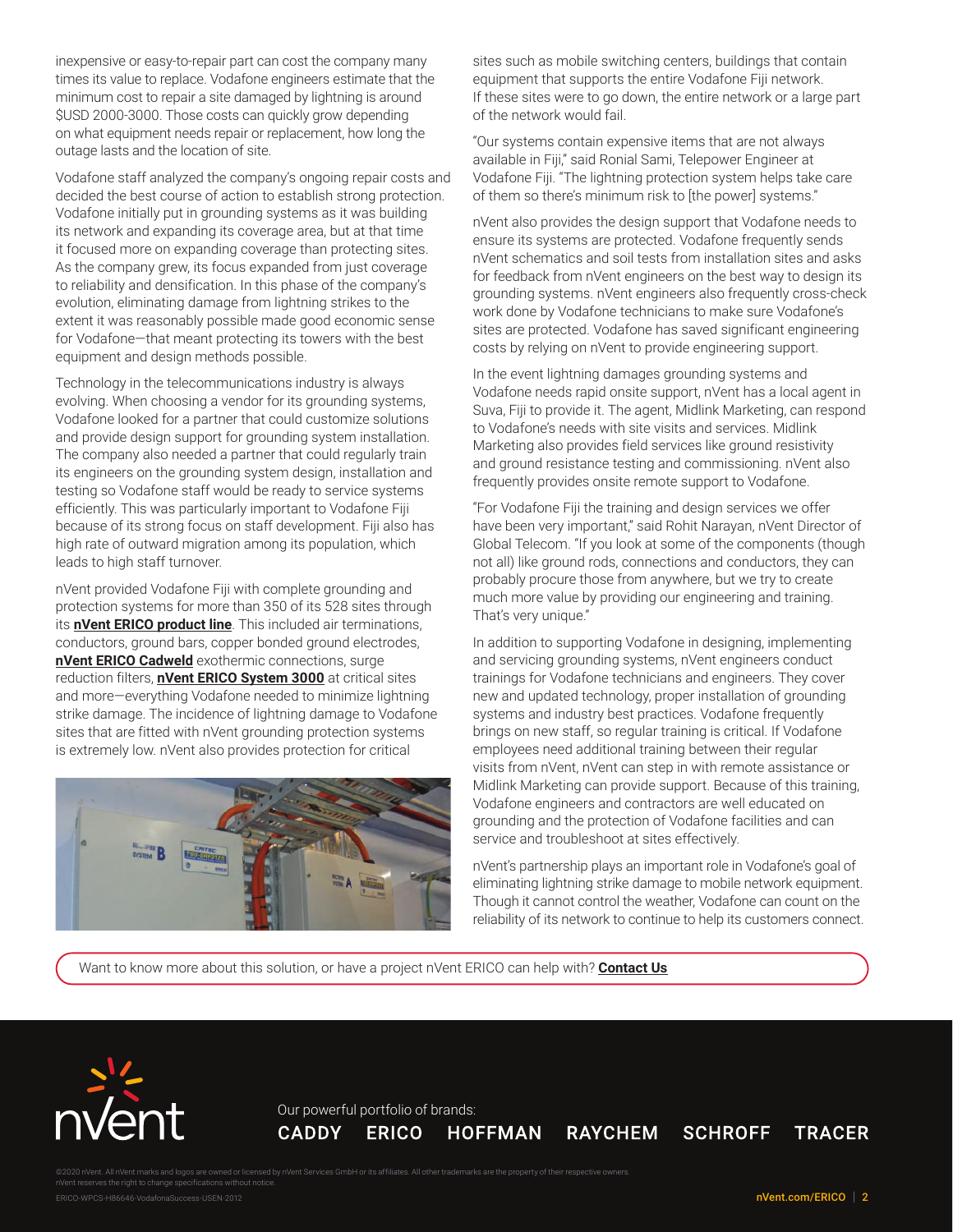inexpensive or easy-to-repair part can cost the company many times its value to replace. Vodafone engineers estimate that the minimum cost to repair a site damaged by lightning is around $USD 2000-3000. Those costs can quickly grow depending on what equipment needs repair or replacement, how long the outage lasts and the location of site.

Vodafone staff analyzed the company's ongoing repair costs and decided the best course of action to establish strong protection. Vodafone initially put in grounding systems as it was building its network and expanding its coverage area, but at that time it focused more on expanding coverage than protecting sites. As the company grew, its focus expanded from just coverage to reliability and densification. In this phase of the company's evolution, eliminating damage from lightning strikes to the extent it was reasonably possible made good economic sense for Vodafone—that meant protecting its towers with the best equipment and design methods possible.

Technology in the telecommunications industry is always evolving. When choosing a vendor for its grounding systems, Vodafone looked for a partner that could customize solutions and provide design support for grounding system installation. The company also needed a partner that could regularly train its engineers on the grounding system design, installation and testing so Vodafone staff would be ready to service systems efficiently. This was particularly important to Vodafone Fiji because of its strong focus on staff development. Fiji also has high rate of outward migration among its population, which leads to high staff turnover.

nVent provided Vodafone Fiji with complete grounding and protection systems for more than 350 of its 528 sites through its **nVent ERICO product line**. This included air terminations, conductors, ground bars, copper bonded ground electrodes, **nVent ERICO Cadweld** exothermic connections, surge reduction filters, **nVent ERICO System 3000** at critical sites and more—everything Vodafone needed to minimize lightning strike damage. The incidence of lightning damage to Vodafone sites that are fitted with nVent grounding protection systems is extremely low. nVent also provides protection for critical sites such as mobile switching centers, buildings that contain equipment that supports the entire Vodafone Fiji network. If these sites were to go down, the entire network or a large part of the network would fail.

"Our systems contain expensive items that are not always available in Fiji," said Ronial Sami, Telepower Engineer at Vodafone Fiji. "The lightning protection system helps take care of them so there's minimum risk to [the power] systems."

nVent also provides the design support that Vodafone needs to ensure its systems are protected. Vodafone frequently sends nVent schematics and soil tests from installation sites and asks for feedback from nVent engineers on the best way to design its grounding systems. nVent engineers also frequently cross-check work done by Vodafone technicians to make sure Vodafone's sites are protected. Vodafone has saved significant engineering costs by relying on nVent to provide engineering support.

In the event lightning damages grounding systems and Vodafone needs rapid onsite support, nVent has a local agent in Suva, Fiji to provide it. The agent, Midlink Marketing, can respond to Vodafone's needs with site visits and services. Midlink Marketing also provides field services like ground resistivity and ground resistance testing and commissioning. nVent also frequently provides onsite remote support to Vodafone.

"For Vodafone Fiji the training and design services we offer have been very important," said Rohit Narayan, nVent Director of Global Telecom. "If you look at some of the components (though not all) like ground rods, connections and conductors, they can probably procure those from anywhere, but we try to create much more value by providing our engineering and training. That's very unique."

In addition to supporting Vodafone in designing, implementing and servicing grounding systems, nVent engineers conduct trainings for Vodafone technicians and engineers. They cover new and updated technology, proper installation of grounding systems and industry best practices. Vodafone frequently brings on new staff, so regular training is critical. If Vodafone employees need additional training between their regular visits from nVent, nVent can step in with remote assistance or Midlink Marketing can provide support. Because of this training, Vodafone engineers and contractors are well educated on grounding and the protection of Vodafone facilities and can service and troubleshoot at sites effectively.

nVent's partnership plays an important role in Vodafone's goal of eliminating lightning strike damage to mobile network equipment. Though it cannot control the weather, Vodafone can count on the reliability of its network to continue to help its customers connect.

Want to know more about this solution, or have a project nVent ERICO can help with? **Contact Us**

Our powerful portfolio of brands:
CADDY ERICO HOFFMAN RAYCHEM SCHROFF TRACER

©2020 nVent. All nVent marks and logos are owned or licensed by nVent Services GmbH or its affiliates. All other trademarks are the property of their respective owners. nVent reserves the right to change specifications without notice.

ERICO-WPCS-H86646-VodafonaSuccess-USEN-2012

nVent.com/ERICO